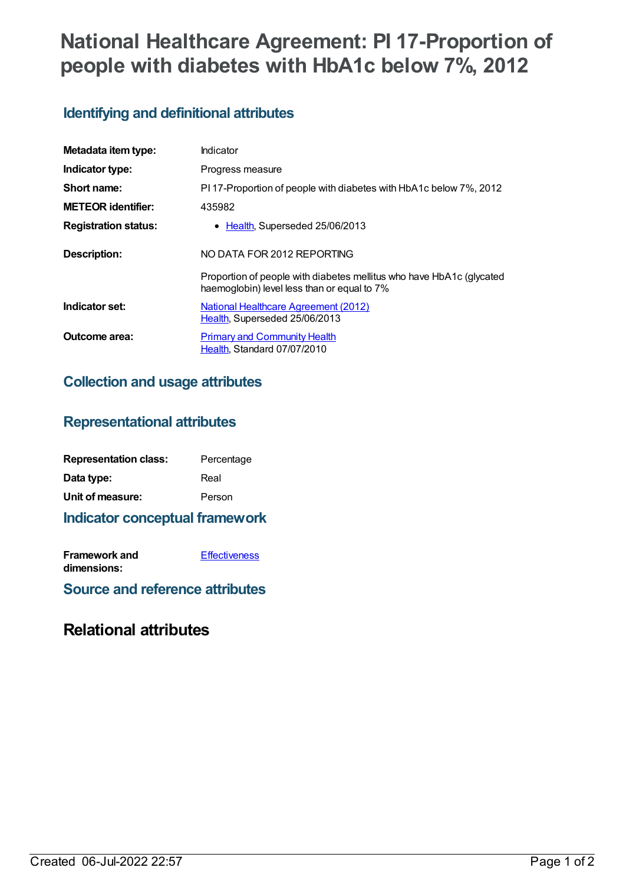# National Healthcare Agreement: PI 17-Proportion of people with diabetes with HbA1c below 7%, 2012

## Identifying and definitional attributes

| | |
|---|---|
| **Metadata item type:** | Indicator |
| **Indicator type:** | Progress measure |
| **Short name:** | PI 17-Proportion of people with diabetes with HbA1c below 7%, 2012 |
| **METEOR identifier:** | 435982 |
| **Registration status:** | • Health, Superseded 25/06/2013 |
| **Description:** | NO DATA FOR 2012 REPORTING<br><br>Proportion of people with diabetes mellitus who have HbA1c (glycated haemoglobin) level less than or equal to 7% |
| **Indicator set:** | National Healthcare Agreement (2012)<br>Health, Superseded 25/06/2013 |
| **Outcome area:** | Primary and Community Health<br>Health, Standard 07/07/2010 |

## Collection and usage attributes

## Representational attributes

| | |
|---|---|
| **Representation class:** | Percentage |
| **Data type:** | Real |
| **Unit of measure:** | Person |

## Indicator conceptual framework

| | |
|---|---|
| **Framework and dimensions:** | Effectiveness |

## Source and reference attributes

# Relational attributes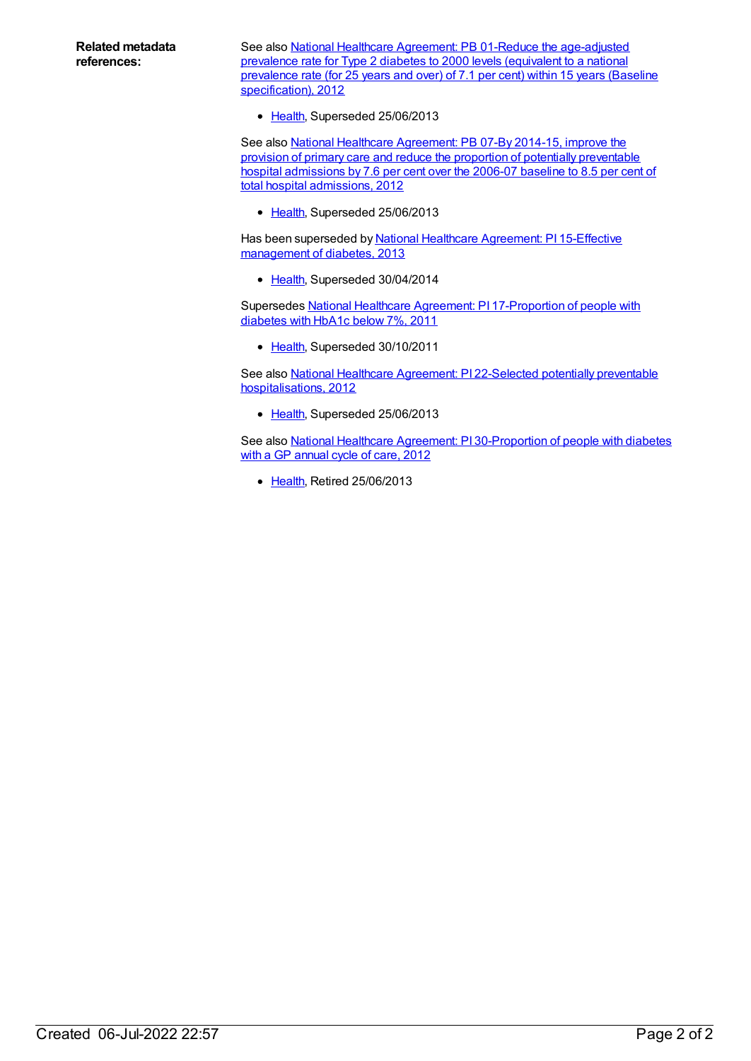**Related metadata references:**

See also National Healthcare Agreement: PB 01-Reduce the age-adjusted prevalence rate for Type 2 diabetes to 2000 levels (equivalent to a national prevalence rate (for 25 years and over) of 7.1 per cent) within 15 years (Baseline specification), 2012

- Health, Superseded 25/06/2013

See also National Healthcare Agreement: PB 07-By 2014-15, improve the provision of primary care and reduce the proportion of potentially preventable hospital admissions by 7.6 per cent over the 2006-07 baseline to 8.5 per cent of total hospital admissions, 2012

- Health, Superseded 25/06/2013

Has been superseded by National Healthcare Agreement: PI 15-Effective management of diabetes, 2013

- Health, Superseded 30/04/2014

Supersedes National Healthcare Agreement: PI 17-Proportion of people with diabetes with HbA1c below 7%, 2011

- Health, Superseded 30/10/2011

See also National Healthcare Agreement: PI 22-Selected potentially preventable hospitalisations, 2012

- Health, Superseded 25/06/2013

See also National Healthcare Agreement: PI 30-Proportion of people with diabetes with a GP annual cycle of care, 2012

- Health, Retired 25/06/2013